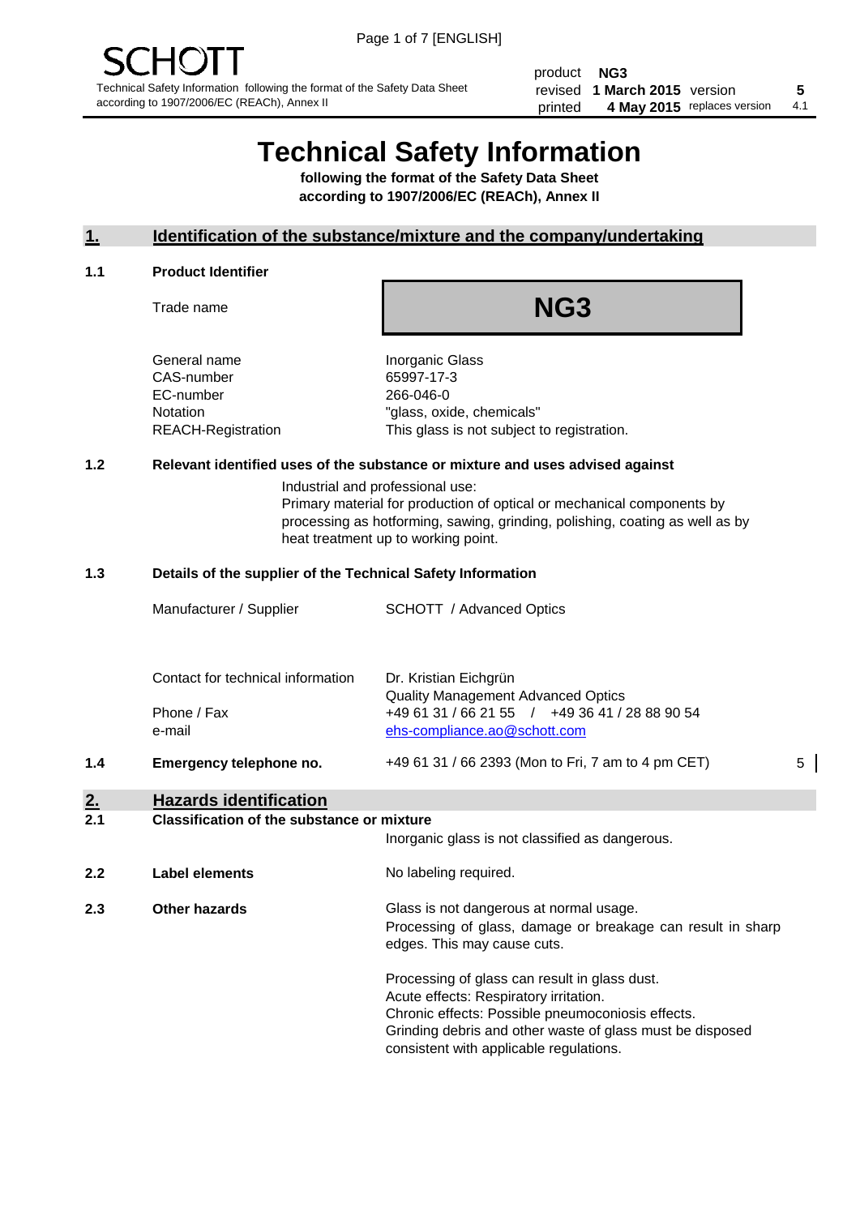SCHOTT

Technical Safety Information following the format of the Safety Data Sheet according to 1907/2006/EC (REACh), Annex II

| | | | |
|---|---|---|---|
| product | **NG3** | | |
| revised | **1 March 2015** | version | **5** |
| printed | **4 May 2015** | replaces version | 4.1 |

# Technical Safety Information

**following the format of the Safety Data Sheet according to 1907/2006/EC (REACh), Annex II**

## 1. Identification of the substance/mixture and the company/undertaking

### 1.1 Product Identifier

Trade name: **NG3**

| | |
|---|---|
| General name | Inorganic Glass |
| CAS-number | 65997-17-3 |
| EC-number | 266-046-0 |
| Notation | "glass, oxide, chemicals" |
| REACH-Registration | This glass is not subject to registration. |

### 1.2 Relevant identified uses of the substance or mixture and uses advised against

Industrial and professional use:
Primary material for production of optical or mechanical components by processing as hotforming, sawing, grinding, polishing, coating as well as by heat treatment up to working point.

### 1.3 Details of the supplier of the Technical Safety Information

| | |
|---|---|
| Manufacturer / Supplier | SCHOTT / Advanced Optics |
| Contact for technical information | Dr. Kristian Eichgrün<br>Quality Management Advanced Optics |
| Phone / Fax | +49 61 31 / 66 21 55 / +49 36 41 / 28 88 90 54 |
| e-mail | ehs-compliance.ao@schott.com |

### 1.4 Emergency telephone no.

+49 61 31 / 66 2393 (Mon to Fri, 7 am to 4 pm CET) 5

## 2. Hazards identification

### 2.1 Classification of the substance or mixture

Inorganic glass is not classified as dangerous.

### 2.2 Label elements

No labeling required.

### 2.3 Other hazards

Glass is not dangerous at normal usage.
Processing of glass, damage or breakage can result in sharp edges. This may cause cuts.

Processing of glass can result in glass dust.
Acute effects: Respiratory irritation.
Chronic effects: Possible pneumoconiosis effects.
Grinding debris and other waste of glass must be disposed consistent with applicable regulations.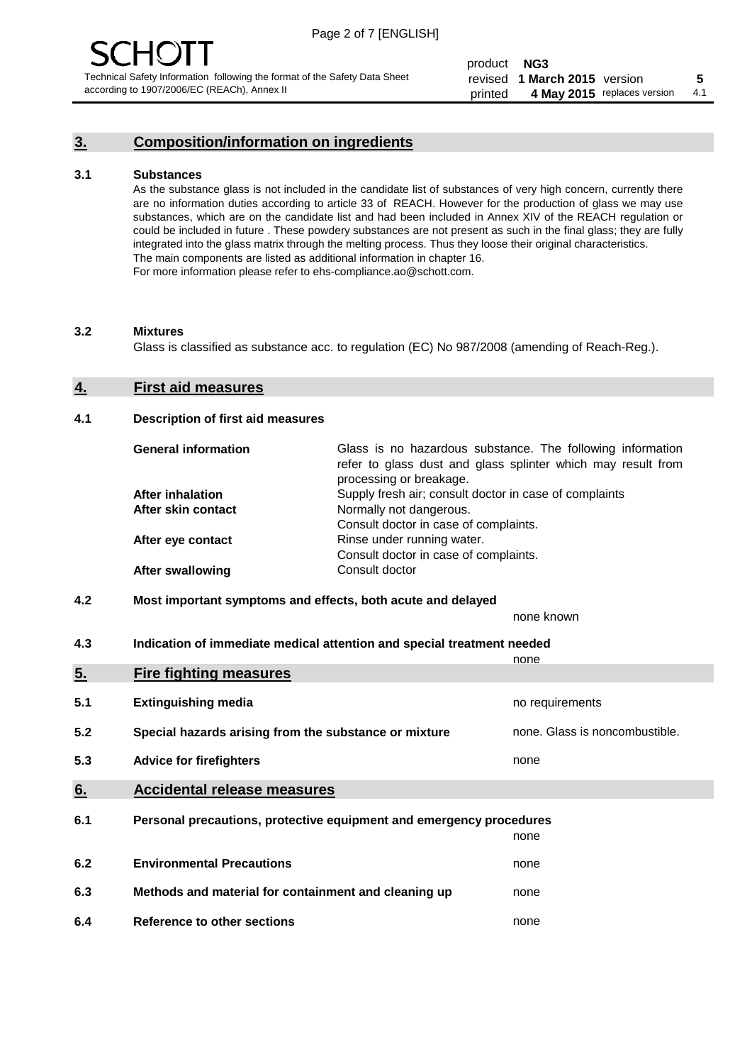## 3. Composition/information on ingredients

### 3.1 Substances

As the substance glass is not included in the candidate list of substances of very high concern, currently there are no information duties according to article 33 of REACH. However for the production of glass we may use substances, which are on the candidate list and had been included in Annex XIV of the REACH regulation or could be included in future . These powdery substances are not present as such in the final glass; they are fully integrated into the glass matrix through the melting process. Thus they loose their original characteristics. The main components are listed as additional information in chapter 16.
For more information please refer to ehs-compliance.ao@schott.com.

### 3.2 Mixtures

Glass is classified as substance acc. to regulation (EC) No 987/2008 (amending of Reach-Reg.).

## 4. First aid measures

### 4.1 Description of first aid measures

| | |
|---|---|
| **General information** | Glass is no hazardous substance. The following information refer to glass dust and glass splinter which may result from processing or breakage. |
| **After inhalation** | Supply fresh air; consult doctor in case of complaints |
| **After skin contact** | Normally not dangerous. Consult doctor in case of complaints. |
| **After eye contact** | Rinse under running water. Consult doctor in case of complaints. |
| **After swallowing** | Consult doctor |

### 4.2 Most important symptoms and effects, both acute and delayed

none known

### 4.3 Indication of immediate medical attention and special treatment needed

none

## 5. Fire fighting measures

| | | |
|---|---|---|
| 5.1 | Extinguishing media | no requirements |
| 5.2 | Special hazards arising from the substance or mixture | none. Glass is noncombustible. |
| 5.3 | Advice for firefighters | none |

## 6. Accidental release measures

| | | |
|---|---|---|
| 6.1 | Personal precautions, protective equipment and emergency procedures | none |
| 6.2 | Environmental Precautions | none |
| 6.3 | Methods and material for containment and cleaning up | none |
| 6.4 | Reference to other sections | none |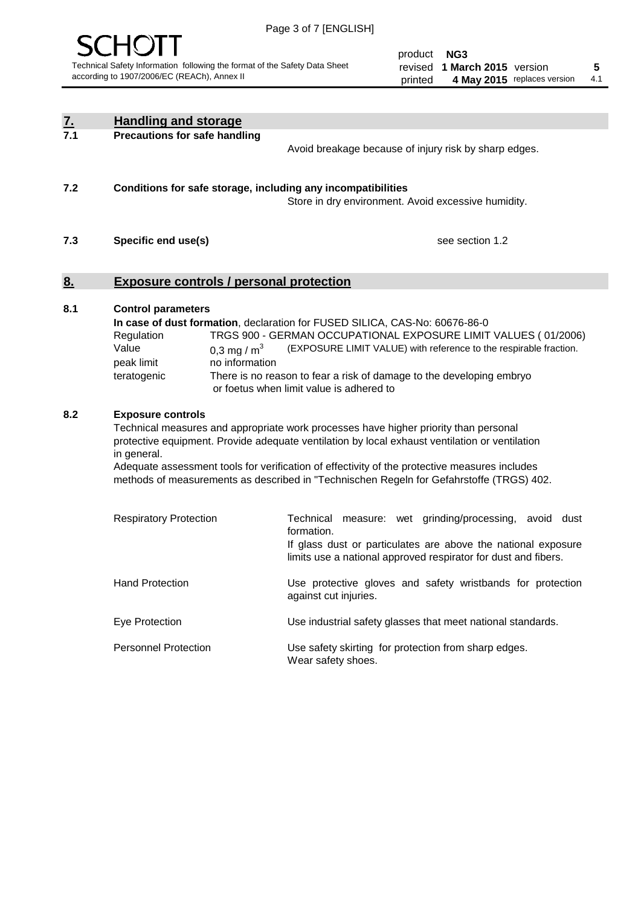## 7. Handling and storage

**7.1 Precautions for safe handling**

Avoid breakage because of injury risk by sharp edges.

**7.2 Conditions for safe storage, including any incompatibilities**

Store in dry environment. Avoid excessive humidity.

**7.3 Specific end use(s)**

see section 1.2

## 8. Exposure controls / personal protection

**8.1 Control parameters**

**In case of dust formation**, declaration for FUSED SILICA, CAS-No: 60676-86-0

| | |
|---|---|
| Regulation | TRGS 900 - GERMAN OCCUPATIONAL EXPOSURE LIMIT VALUES ( 01/2006) |
| Value | 0,3 mg / $m^3$ (EXPOSURE LIMIT VALUE) with reference to the respirable fraction. |
| peak limit | no information |
| teratogenic | There is no reason to fear a risk of damage to the developing embryo or foetus when limit value is adhered to |

**8.2 Exposure controls**

Technical measures and appropriate work processes have higher priority than personal protective equipment. Provide adequate ventilation by local exhaust ventilation or ventilation in general.

Adequate assessment tools for verification of effectivity of the protective measures includes methods of measurements as described in "Technischen Regeln for Gefahrstoffe (TRGS) 402.

| | |
|---|---|
| Respiratory Protection | Technical measure: wet grinding/processing, avoid dust formation. If glass dust or particulates are above the national exposure limits use a national approved respirator for dust and fibers. |
| Hand Protection | Use protective gloves and safety wristbands for protection against cut injuries. |
| Eye Protection | Use industrial safety glasses that meet national standards. |
| Personnel Protection | Use safety skirting for protection from sharp edges. Wear safety shoes. |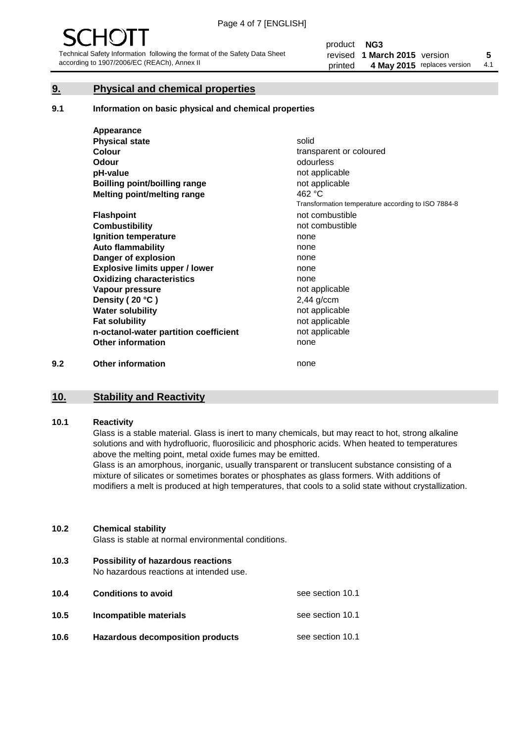## 9. Physical and chemical properties

### 9.1 Information on basic physical and chemical properties

| | |
|---|---|
| **Appearance** | |
| **Physical state** | solid |
| **Colour** | transparent or coloured |
| **Odour** | odourless |
| **pH-value** | not applicable |
| **Boilling point/boilling range** | not applicable |
| **Melting point/melting range** | 462 °C |
| | Transformation temperature according to ISO 7884-8 |
| **Flashpoint** | not combustible |
| **Combustibility** | not combustible |
| **Ignition temperature** | none |
| **Auto flammability** | none |
| **Danger of explosion** | none |
| **Explosive limits upper / lower** | none |
| **Oxidizing characteristics** | none |
| **Vapour pressure** | not applicable |
| **Density ( 20 °C )** | 2,44 g/ccm |
| **Water solubility** | not applicable |
| **Fat solubility** | not applicable |
| **n-octanol-water partition coefficient** | not applicable |
| **Other information** | none |

### 9.2 Other information

none

## 10. Stability and Reactivity

### 10.1 Reactivity

Glass is a stable material. Glass is inert to many chemicals, but may react to hot, strong alkaline solutions and with hydrofluoric, fluorosilicic and phosphoric acids. When heated to temperatures above the melting point, metal oxide fumes may be emitted.

Glass is an amorphous, inorganic, usually transparent or translucent substance consisting of a mixture of silicates or sometimes borates or phosphates as glass formers. With additions of modifiers a melt is produced at high temperatures, that cools to a solid state without crystallization.

### 10.2 Chemical stability

Glass is stable at normal environmental conditions.

### 10.3 Possibility of hazardous reactions

No hazardous reactions at intended use.

### 10.4 Conditions to avoid

see section 10.1

### 10.5 Incompatible materials

see section 10.1

### 10.6 Hazardous decomposition products

see section 10.1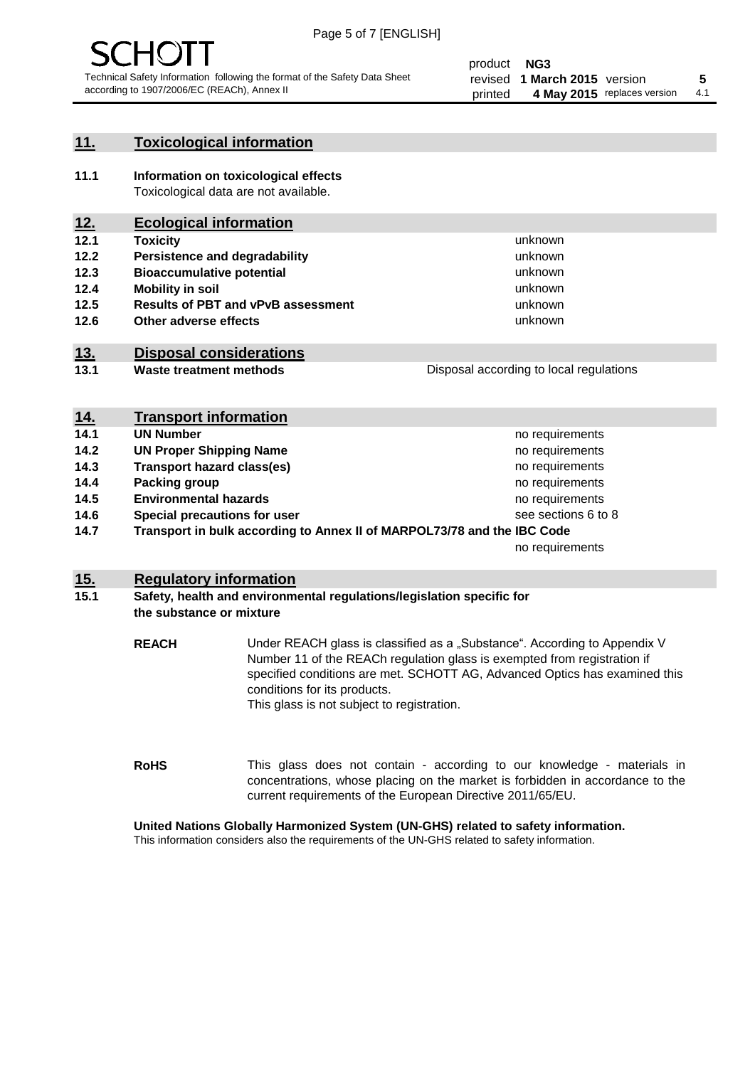## 11. Toxicological information

**11.1 Information on toxicological effects**
Toxicological data are not available.

## 12. Ecological information

| | | |
|---|---|---|
| **12.1** | **Toxicity** | unknown |
| **12.2** | **Persistence and degradability** | unknown |
| **12.3** | **Bioaccumulative potential** | unknown |
| **12.4** | **Mobility in soil** | unknown |
| **12.5** | **Results of PBT and vPvB assessment** | unknown |
| **12.6** | **Other adverse effects** | unknown |

## 13. Disposal considerations

| | | |
|---|---|---|
| **13.1** | **Waste treatment methods** | Disposal according to local regulations |

## 14. Transport information

| | | |
|---|---|---|
| **14.1** | **UN Number** | no requirements |
| **14.2** | **UN Proper Shipping Name** | no requirements |
| **14.3** | **Transport hazard class(es)** | no requirements |
| **14.4** | **Packing group** | no requirements |
| **14.5** | **Environmental hazards** | no requirements |
| **14.6** | **Special precautions for user** | see sections 6 to 8 |
| **14.7** | **Transport in bulk according to Annex II of MARPOL73/78 and the IBC Code** | no requirements |

## 15. Regulatory information

**15.1 Safety, health and environmental regulations/legislation specific for the substance or mixture**

**REACH** Under REACH glass is classified as a „Substance“. According to Appendix V Number 11 of the REACh regulation glass is exempted from registration if specified conditions are met. SCHOTT AG, Advanced Optics has examined this conditions for its products.
This glass is not subject to registration.

**RoHS** This glass does not contain - according to our knowledge - materials in concentrations, whose placing on the market is forbidden in accordance to the current requirements of the European Directive 2011/65/EU.

**United Nations Globally Harmonized System (UN-GHS) related to safety information.**
This information considers also the requirements of the UN-GHS related to safety information.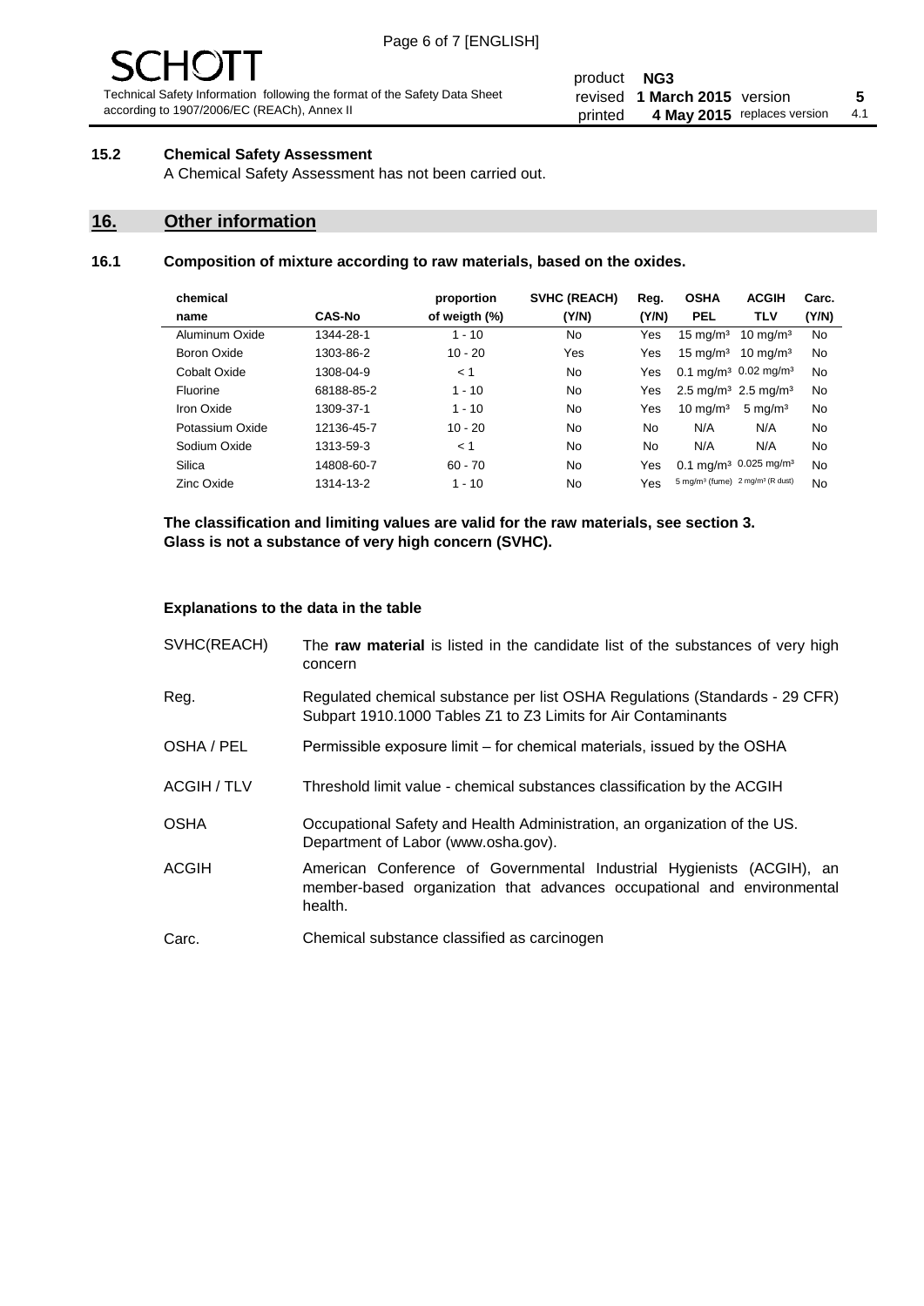### 15.2 Chemical Safety Assessment

A Chemical Safety Assessment has not been carried out.

## 16. Other information

### 16.1 Composition of mixture according to raw materials, based on the oxides.

| chemical name | CAS-No | proportion of weigth (%) | SVHC (REACH) (Y/N) | Reg. (Y/N) | OSHA PEL | ACGIH TLV | Carc. (Y/N) |
|---|---|---|---|---|---|---|---|
| Aluminum Oxide | 1344-28-1 | 1 - 10 | No | Yes | 15 mg/m³ | 10 mg/m³ | No |
| Boron Oxide | 1303-86-2 | 10 - 20 | Yes | Yes | 15 mg/m³ | 10 mg/m³ | No |
| Cobalt Oxide | 1308-04-9 | < 1 | No | Yes | 0.1 mg/m³ | 0.02 mg/m³ | No |
| Fluorine | 68188-85-2 | 1 - 10 | No | Yes | 2.5 mg/m³ | 2.5 mg/m³ | No |
| Iron Oxide | 1309-37-1 | 1 - 10 | No | Yes | 10 mg/m³ | 5 mg/m³ | No |
| Potassium Oxide | 12136-45-7 | 10 - 20 | No | No | N/A | N/A | No |
| Sodium Oxide | 1313-59-3 | < 1 | No | No | N/A | N/A | No |
| Silica | 14808-60-7 | 60 - 70 | No | Yes | 0.1 mg/m³ | 0.025 mg/m³ | No |
| Zinc Oxide | 1314-13-2 | 1 - 10 | No | Yes | 5 mg/m³ (fume) | 2 mg/m³ (R dust) | No |

**The classification and limiting values are valid for the raw materials, see section 3.**
**Glass is not a substance of very high concern (SVHC).**

#### Explanations to the data in the table

| | |
|---|---|
| SVHC(REACH) | The **raw material** is listed in the candidate list of the substances of very high concern |
| Reg. | Regulated chemical substance per list OSHA Regulations (Standards - 29 CFR) Subpart 1910.1000 Tables Z1 to Z3 Limits for Air Contaminants |
| OSHA / PEL | Permissible exposure limit – for chemical materials, issued by the OSHA |
| ACGIH / TLV | Threshold limit value - chemical substances classification by the ACGIH |
| OSHA | Occupational Safety and Health Administration, an organization of the US. Department of Labor (www.osha.gov). |
| ACGIH | American Conference of Governmental Industrial Hygienists (ACGIH), an member-based organization that advances occupational and environmental health. |
| Carc. | Chemical substance classified as carcinogen |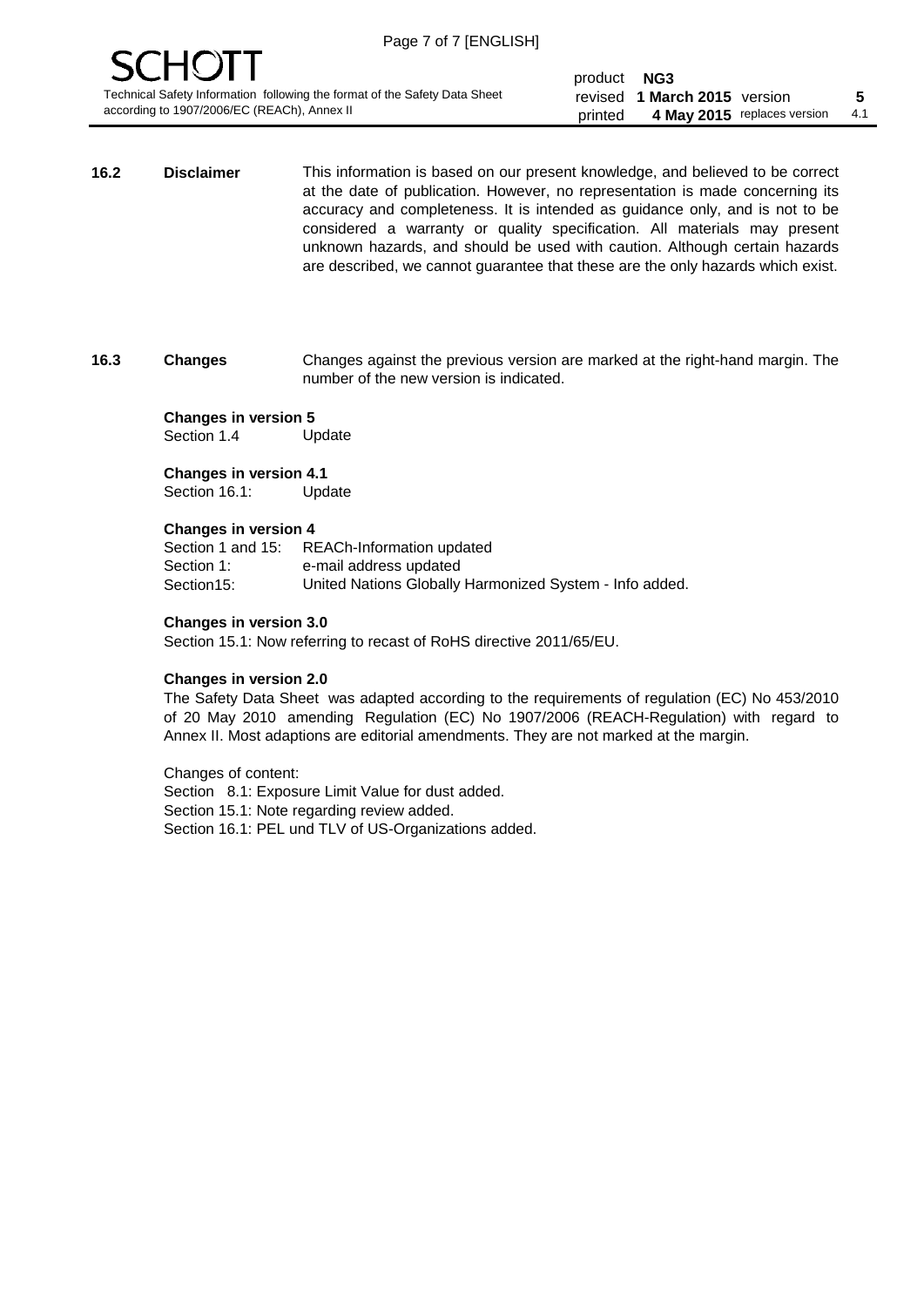**16.2 Disclaimer**

This information is based on our present knowledge, and believed to be correct at the date of publication. However, no representation is made concerning its accuracy and completeness. It is intended as guidance only, and is not to be considered a warranty or quality specification. All materials may present unknown hazards, and should be used with caution. Although certain hazards are described, we cannot guarantee that these are the only hazards which exist.

**16.3 Changes**

Changes against the previous version are marked at the right-hand margin. The number of the new version is indicated.

**Changes in version 5**

Section 1.4 Update

**Changes in version 4.1**

Section 16.1: Update

**Changes in version 4**

| | |
|---|---|
| Section 1 and 15: | REACh-Information updated |
| Section 1: | e-mail address updated |
| Section15: | United Nations Globally Harmonized System - Info added. |

**Changes in version 3.0**

Section 15.1: Now referring to recast of RoHS directive 2011/65/EU.

**Changes in version 2.0**

The Safety Data Sheet was adapted according to the requirements of regulation (EC) No 453/2010 of 20 May 2010 amending Regulation (EC) No 1907/2006 (REACH-Regulation) with regard to Annex II. Most adaptions are editorial amendments. They are not marked at the margin.

Changes of content:
Section 8.1: Exposure Limit Value for dust added.
Section 15.1: Note regarding review added.
Section 16.1: PEL und TLV of US-Organizations added.